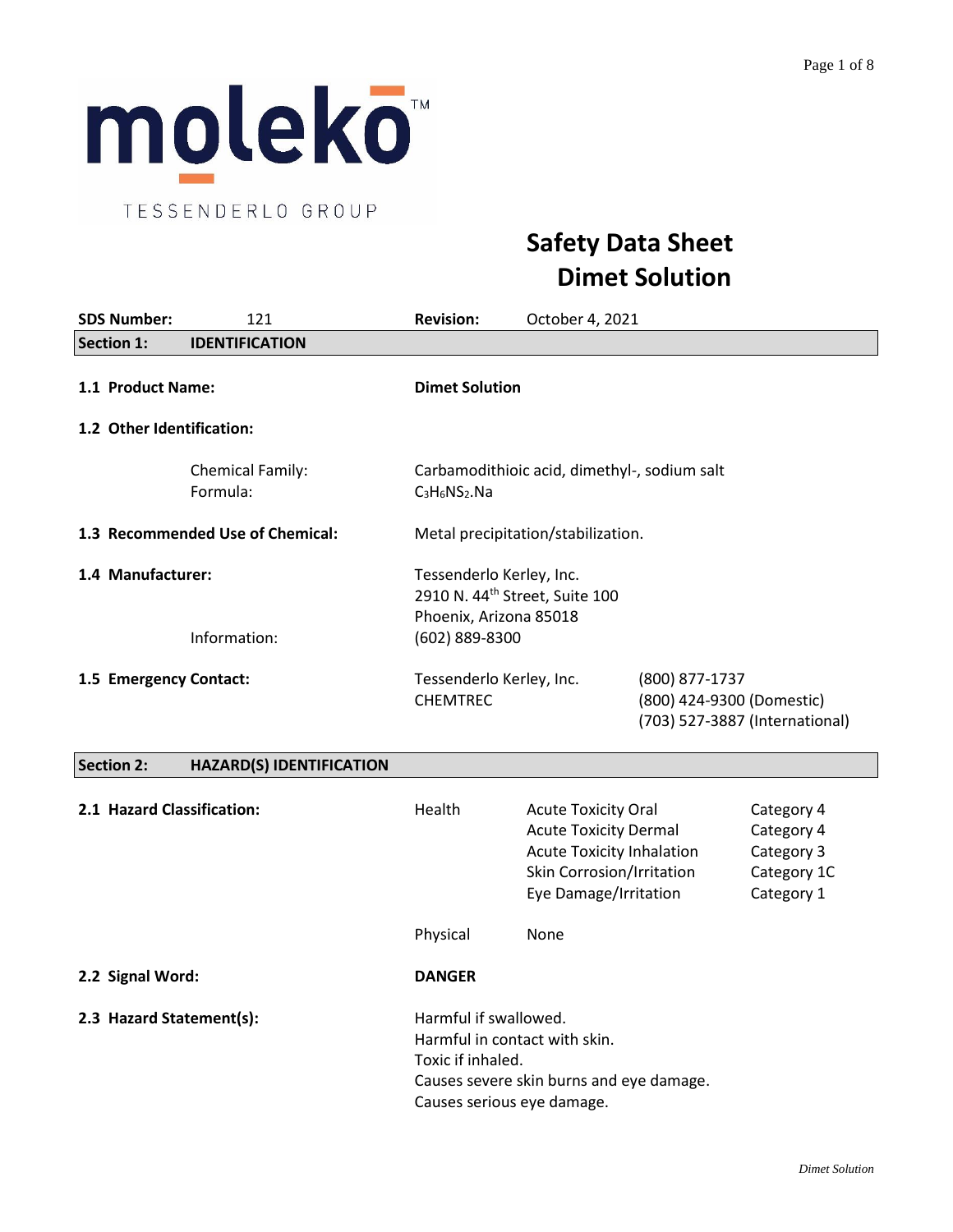moleko™

TESSENDERLO GROUP

# Safety Data Sheet
# Dimet Solution

**SDS Number:** 121 **Revision:** October 4, 2021

## Section 1: IDENTIFICATION

**1.1 Product Name:** **Dimet Solution**

**1.2 Other Identification:**

| | |
|---|---|
| Chemical Family: | Carbamodithioic acid, dimethyl-, sodium salt |
| Formula: | $C_3H_6NS_2.Na$ |

**1.3 Recommended Use of Chemical:** Metal precipitation/stabilization.

**1.4 Manufacturer:**

Tessenderlo Kerley, Inc.
2910 N. 44th Street, Suite 100
Phoenix, Arizona 85018

Information: (602) 889-8300

**1.5 Emergency Contact:**

| | |
|---|---|
| Tessenderlo Kerley, Inc. | (800) 877-1737 |
| CHEMTREC | (800) 424-9300 (Domestic) |
| | (703) 527-3887 (International) |

## Section 2: HAZARD(S) IDENTIFICATION

**2.1 Hazard Classification:**

| | | |
|---|---|---|
| Health | Acute Toxicity Oral | Category 4 |
| | Acute Toxicity Dermal | Category 4 |
| | Acute Toxicity Inhalation | Category 3 |
| | Skin Corrosion/Irritation | Category 1C |
| | Eye Damage/Irritation | Category 1 |
| Physical | None | |

**2.2 Signal Word:** **DANGER**

**2.3 Hazard Statement(s):**

Harmful if swallowed.
Harmful in contact with skin.
Toxic if inhaled.
Causes severe skin burns and eye damage.
Causes serious eye damage.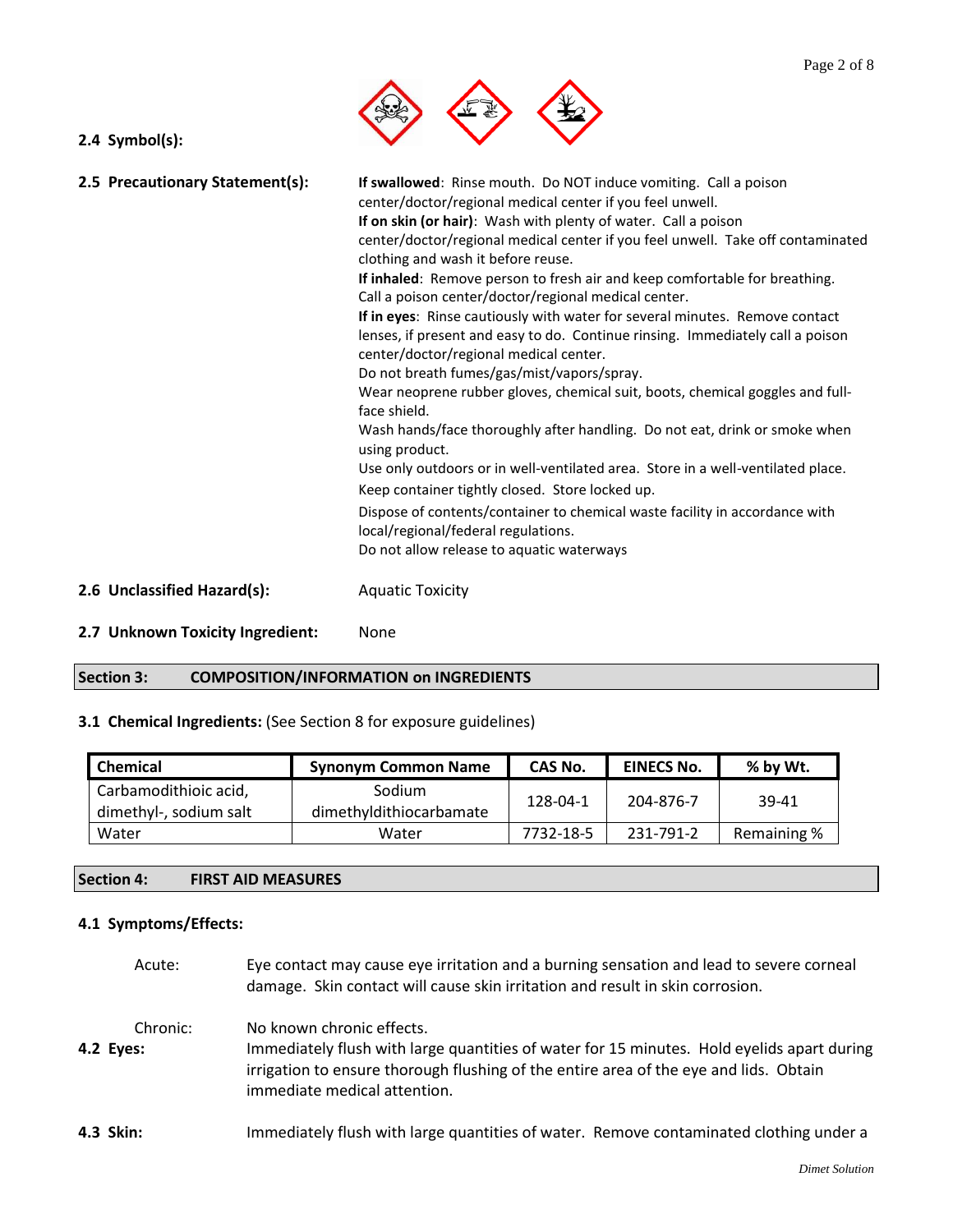**2.4 Symbol(s):**

**2.5 Precautionary Statement(s):**

**If swallowed**: Rinse mouth. Do NOT induce vomiting. Call a poison center/doctor/regional medical center if you feel unwell.
**If on skin (or hair)**: Wash with plenty of water. Call a poison center/doctor/regional medical center if you feel unwell. Take off contaminated clothing and wash it before reuse.
**If inhaled**: Remove person to fresh air and keep comfortable for breathing. Call a poison center/doctor/regional medical center.
**If in eyes**: Rinse cautiously with water for several minutes. Remove contact lenses, if present and easy to do. Continue rinsing. Immediately call a poison center/doctor/regional medical center.
Do not breath fumes/gas/mist/vapors/spray.
Wear neoprene rubber gloves, chemical suit, boots, chemical goggles and full-face shield.
Wash hands/face thoroughly after handling. Do not eat, drink or smoke when using product.
Use only outdoors or in well-ventilated area. Store in a well-ventilated place.
Keep container tightly closed. Store locked up.
Dispose of contents/container to chemical waste facility in accordance with local/regional/federal regulations.
Do not allow release to aquatic waterways

**2.6 Unclassified Hazard(s):** Aquatic Toxicity

**2.7 Unknown Toxicity Ingredient:** None

## Section 3: COMPOSITION/INFORMATION on INGREDIENTS

**3.1 Chemical Ingredients:** (See Section 8 for exposure guidelines)

| Chemical | Synonym Common Name | CAS No. | EINECS No. | % by Wt. |
|---|---|---|---|---|
| Carbamodithioic acid, dimethyl-, sodium salt | Sodium dimethyldithiocarbamate | 128-04-1 | 204-876-7 | 39-41 |
| Water | Water | 7732-18-5 | 231-791-2 | Remaining % |

## Section 4: FIRST AID MEASURES

**4.1 Symptoms/Effects:**

Acute: Eye contact may cause eye irritation and a burning sensation and lead to severe corneal damage. Skin contact will cause skin irritation and result in skin corrosion.

Chronic: No known chronic effects.

**4.2 Eyes:** Immediately flush with large quantities of water for 15 minutes. Hold eyelids apart during irrigation to ensure thorough flushing of the entire area of the eye and lids. Obtain immediate medical attention.

**4.3 Skin:** Immediately flush with large quantities of water. Remove contaminated clothing under a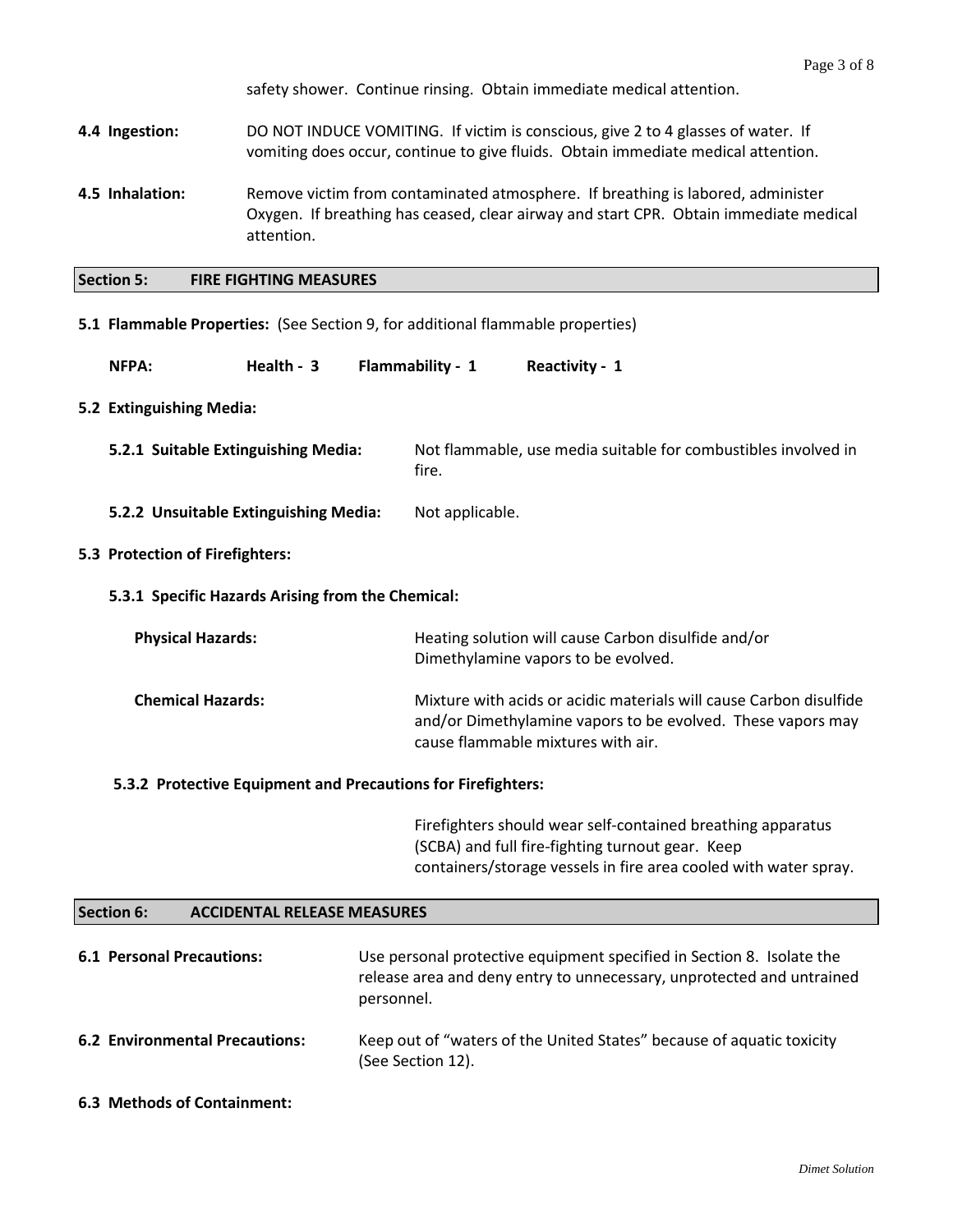safety shower. Continue rinsing. Obtain immediate medical attention.

**4.4 Ingestion:** DO NOT INDUCE VOMITING. If victim is conscious, give 2 to 4 glasses of water. If vomiting does occur, continue to give fluids. Obtain immediate medical attention.

**4.5 Inhalation:** Remove victim from contaminated atmosphere. If breathing is labored, administer Oxygen. If breathing has ceased, clear airway and start CPR. Obtain immediate medical attention.

## Section 5: FIRE FIGHTING MEASURES

**5.1 Flammable Properties:** (See Section 9, for additional flammable properties)

**NFPA:** **Health - 3** **Flammability - 1** **Reactivity - 1**

**5.2 Extinguishing Media:**

**5.2.1 Suitable Extinguishing Media:** Not flammable, use media suitable for combustibles involved in fire.

**5.2.2 Unsuitable Extinguishing Media:** Not applicable.

**5.3 Protection of Firefighters:**

**5.3.1 Specific Hazards Arising from the Chemical:**

**Physical Hazards:** Heating solution will cause Carbon disulfide and/or Dimethylamine vapors to be evolved.

**Chemical Hazards:** Mixture with acids or acidic materials will cause Carbon disulfide and/or Dimethylamine vapors to be evolved. These vapors may cause flammable mixtures with air.

**5.3.2 Protective Equipment and Precautions for Firefighters:**

Firefighters should wear self-contained breathing apparatus (SCBA) and full fire-fighting turnout gear. Keep containers/storage vessels in fire area cooled with water spray.

## Section 6: ACCIDENTAL RELEASE MEASURES

**6.1 Personal Precautions:** Use personal protective equipment specified in Section 8. Isolate the release area and deny entry to unnecessary, unprotected and untrained personnel.

**6.2 Environmental Precautions:** Keep out of "waters of the United States" because of aquatic toxicity (See Section 12).

**6.3 Methods of Containment:**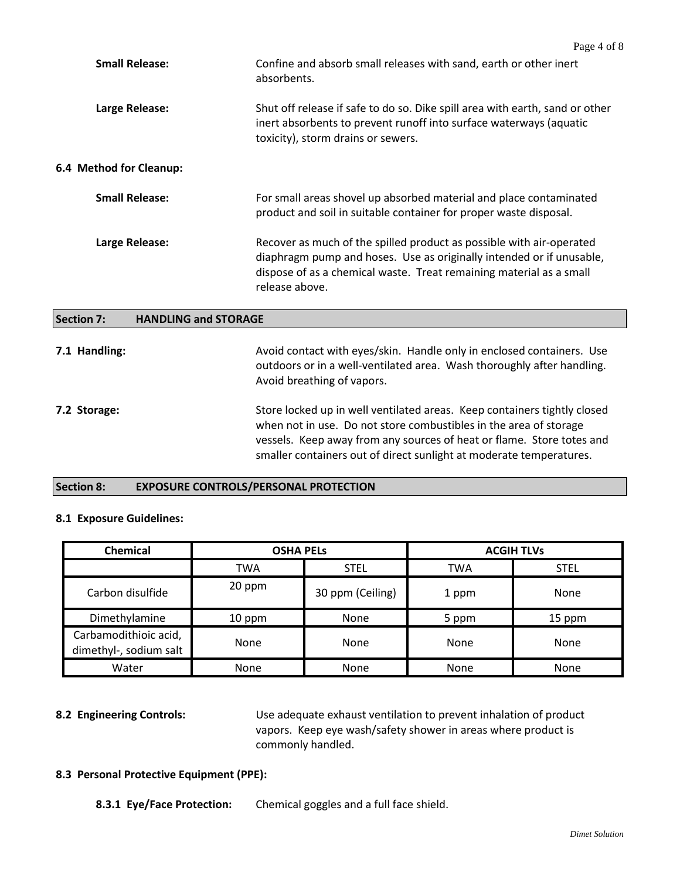**Small Release:** Confine and absorb small releases with sand, earth or other inert absorbents.

**Large Release:** Shut off release if safe to do so. Dike spill area with earth, sand or other inert absorbents to prevent runoff into surface waterways (aquatic toxicity), storm drains or sewers.

**6.4 Method for Cleanup:**

**Small Release:** For small areas shovel up absorbed material and place contaminated product and soil in suitable container for proper waste disposal.

**Large Release:** Recover as much of the spilled product as possible with air-operated diaphragm pump and hoses. Use as originally intended or if unusable, dispose of as a chemical waste. Treat remaining material as a small release above.

## Section 7: HANDLING and STORAGE

**7.1 Handling:** Avoid contact with eyes/skin. Handle only in enclosed containers. Use outdoors or in a well-ventilated area. Wash thoroughly after handling. Avoid breathing of vapors.

**7.2 Storage:** Store locked up in well ventilated areas. Keep containers tightly closed when not in use. Do not store combustibles in the area of storage vessels. Keep away from any sources of heat or flame. Store totes and smaller containers out of direct sunlight at moderate temperatures.

## Section 8: EXPOSURE CONTROLS/PERSONAL PROTECTION

**8.1 Exposure Guidelines:**

| Chemical | OSHA PELs | | ACGIH TLVs | |
|---|---|---|---|---|
| | TWA | STEL | TWA | STEL |
| Carbon disulfide | 20 ppm | 30 ppm (Ceiling) | 1 ppm | None |
| Dimethylamine | 10 ppm | None | 5 ppm | 15 ppm |
| Carbamodithioic acid, dimethyl-, sodium salt | None | None | None | None |
| Water | None | None | None | None |

**8.2 Engineering Controls:** Use adequate exhaust ventilation to prevent inhalation of product vapors. Keep eye wash/safety shower in areas where product is commonly handled.

**8.3 Personal Protective Equipment (PPE):**

**8.3.1 Eye/Face Protection:** Chemical goggles and a full face shield.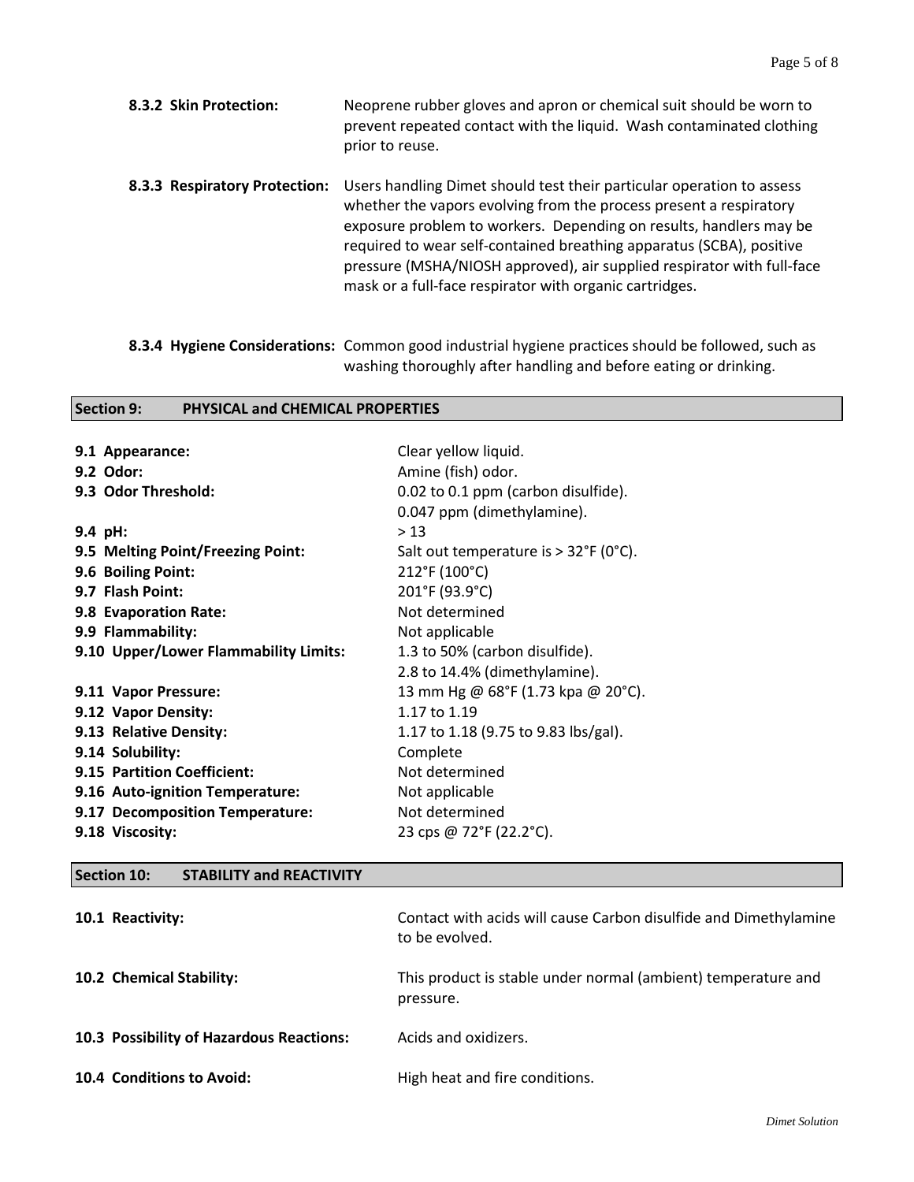**8.3.2 Skin Protection:** Neoprene rubber gloves and apron or chemical suit should be worn to prevent repeated contact with the liquid. Wash contaminated clothing prior to reuse.

**8.3.3 Respiratory Protection:** Users handling Dimet should test their particular operation to assess whether the vapors evolving from the process present a respiratory exposure problem to workers. Depending on results, handlers may be required to wear self-contained breathing apparatus (SCBA), positive pressure (MSHA/NIOSH approved), air supplied respirator with full-face mask or a full-face respirator with organic cartridges.

**8.3.4 Hygiene Considerations:** Common good industrial hygiene practices should be followed, such as washing thoroughly after handling and before eating or drinking.

## Section 9: PHYSICAL and CHEMICAL PROPERTIES

| | |
|---|---|
| **9.1 Appearance:** | Clear yellow liquid. |
| **9.2 Odor:** | Amine (fish) odor. |
| **9.3 Odor Threshold:** | 0.02 to 0.1 ppm (carbon disulfide). 0.047 ppm (dimethylamine). |
| **9.4 pH:** | > 13 |
| **9.5 Melting Point/Freezing Point:** | Salt out temperature is > 32°F (0°C). |
| **9.6 Boiling Point:** | 212°F (100°C) |
| **9.7 Flash Point:** | 201°F (93.9°C) |
| **9.8 Evaporation Rate:** | Not determined |
| **9.9 Flammability:** | Not applicable |
| **9.10 Upper/Lower Flammability Limits:** | 1.3 to 50% (carbon disulfide). 2.8 to 14.4% (dimethylamine). |
| **9.11 Vapor Pressure:** | 13 mm Hg @ 68°F (1.73 kpa @ 20°C). |
| **9.12 Vapor Density:** | 1.17 to 1.19 |
| **9.13 Relative Density:** | 1.17 to 1.18 (9.75 to 9.83 lbs/gal). |
| **9.14 Solubility:** | Complete |
| **9.15 Partition Coefficient:** | Not determined |
| **9.16 Auto-ignition Temperature:** | Not applicable |
| **9.17 Decomposition Temperature:** | Not determined |
| **9.18 Viscosity:** | 23 cps @ 72°F (22.2°C). |

## Section 10: STABILITY and REACTIVITY

**10.1 Reactivity:** Contact with acids will cause Carbon disulfide and Dimethylamine to be evolved.

**10.2 Chemical Stability:** This product is stable under normal (ambient) temperature and pressure.

**10.3 Possibility of Hazardous Reactions:** Acids and oxidizers.

**10.4 Conditions to Avoid:** High heat and fire conditions.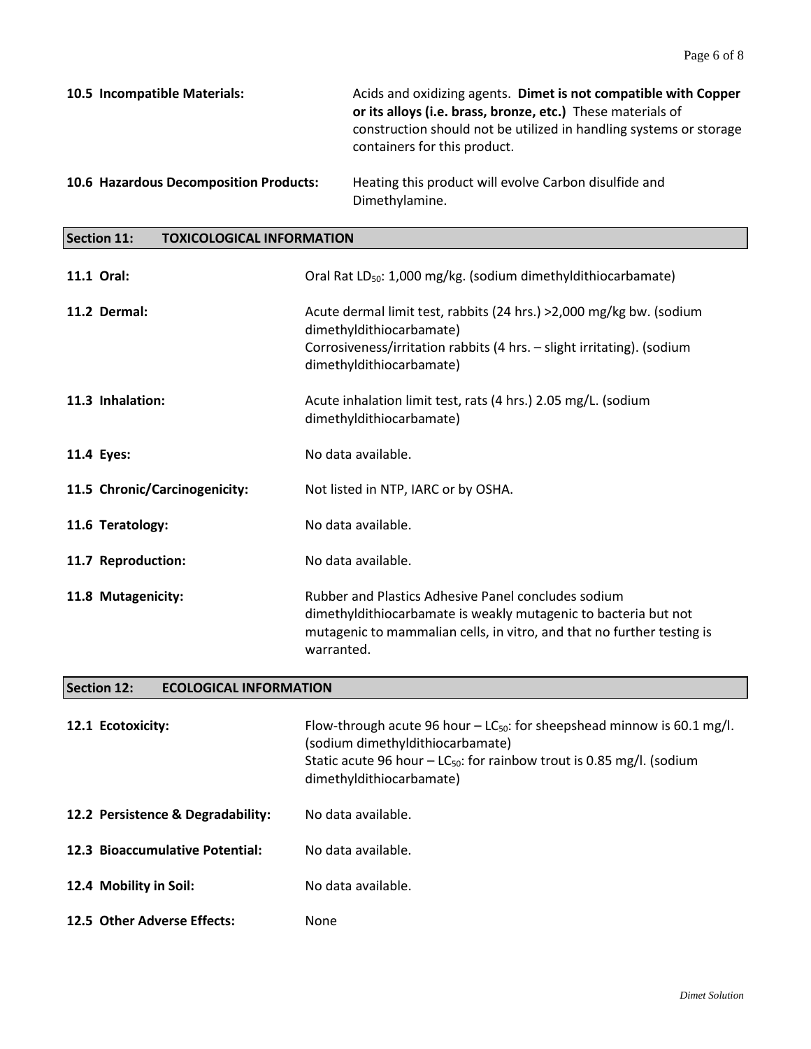**10.5 Incompatible Materials:** Acids and oxidizing agents. **Dimet is not compatible with Copper or its alloys (i.e. brass, bronze, etc.)** These materials of construction should not be utilized in handling systems or storage containers for this product.

**10.6 Hazardous Decomposition Products:** Heating this product will evolve Carbon disulfide and Dimethylamine.

## Section 11: TOXICOLOGICAL INFORMATION

**11.1 Oral:** Oral Rat $LD_{50}$: 1,000 mg/kg. (sodium dimethyldithiocarbamate)

**11.2 Dermal:** Acute dermal limit test, rabbits (24 hrs.) >2,000 mg/kg bw. (sodium dimethyldithiocarbamate)
Corrosiveness/irritation rabbits (4 hrs. – slight irritating). (sodium dimethyldithiocarbamate)

**11.3 Inhalation:** Acute inhalation limit test, rats (4 hrs.) 2.05 mg/L. (sodium dimethyldithiocarbamate)

**11.4 Eyes:** No data available.

**11.5 Chronic/Carcinogenicity:** Not listed in NTP, IARC or by OSHA.

**11.6 Teratology:** No data available.

**11.7 Reproduction:** No data available.

**11.8 Mutagenicity:** Rubber and Plastics Adhesive Panel concludes sodium dimethyldithiocarbamate is weakly mutagenic to bacteria but not mutagenic to mammalian cells, in vitro, and that no further testing is warranted.

## Section 12: ECOLOGICAL INFORMATION

**12.1 Ecotoxicity:** Flow-through acute 96 hour – $LC_{50}$: for sheepshead minnow is 60.1 mg/l. (sodium dimethyldithiocarbamate)
Static acute 96 hour – $LC_{50}$: for rainbow trout is 0.85 mg/l. (sodium dimethyldithiocarbamate)

**12.2 Persistence & Degradability:** No data available.

**12.3 Bioaccumulative Potential:** No data available.

**12.4 Mobility in Soil:** No data available.

**12.5 Other Adverse Effects:** None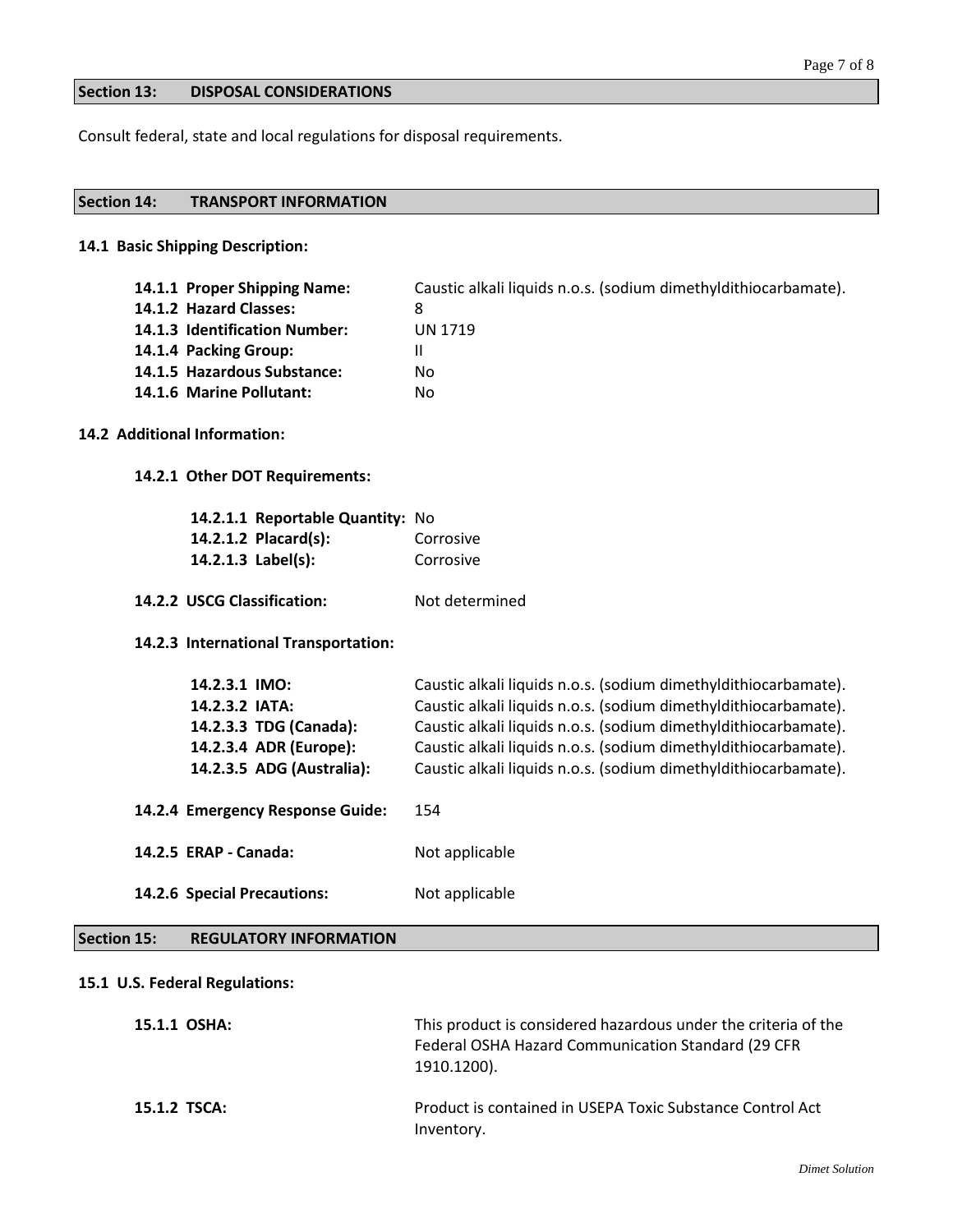## Section 13: DISPOSAL CONSIDERATIONS

Consult federal, state and local regulations for disposal requirements.

## Section 14: TRANSPORT INFORMATION

### 14.1 Basic Shipping Description:

**14.1.1 Proper Shipping Name:** Caustic alkali liquids n.o.s. (sodium dimethyldithiocarbamate).
**14.1.2 Hazard Classes:** 8
**14.1.3 Identification Number:** UN 1719
**14.1.4 Packing Group:** II
**14.1.5 Hazardous Substance:** No
**14.1.6 Marine Pollutant:** No

### 14.2 Additional Information:

**14.2.1 Other DOT Requirements:**

**14.2.1.1 Reportable Quantity:** No
**14.2.1.2 Placard(s):** Corrosive
**14.2.1.3 Label(s):** Corrosive

**14.2.2 USCG Classification:** Not determined

**14.2.3 International Transportation:**

**14.2.3.1 IMO:** Caustic alkali liquids n.o.s. (sodium dimethyldithiocarbamate).
**14.2.3.2 IATA:** Caustic alkali liquids n.o.s. (sodium dimethyldithiocarbamate).
**14.2.3.3 TDG (Canada):** Caustic alkali liquids n.o.s. (sodium dimethyldithiocarbamate).
**14.2.3.4 ADR (Europe):** Caustic alkali liquids n.o.s. (sodium dimethyldithiocarbamate).
**14.2.3.5 ADG (Australia):** Caustic alkali liquids n.o.s. (sodium dimethyldithiocarbamate).

**14.2.4 Emergency Response Guide:** 154

**14.2.5 ERAP - Canada:** Not applicable

**14.2.6 Special Precautions:** Not applicable

## Section 15: REGULATORY INFORMATION

### 15.1 U.S. Federal Regulations:

**15.1.1 OSHA:** This product is considered hazardous under the criteria of the Federal OSHA Hazard Communication Standard (29 CFR 1910.1200).

**15.1.2 TSCA:** Product is contained in USEPA Toxic Substance Control Act Inventory.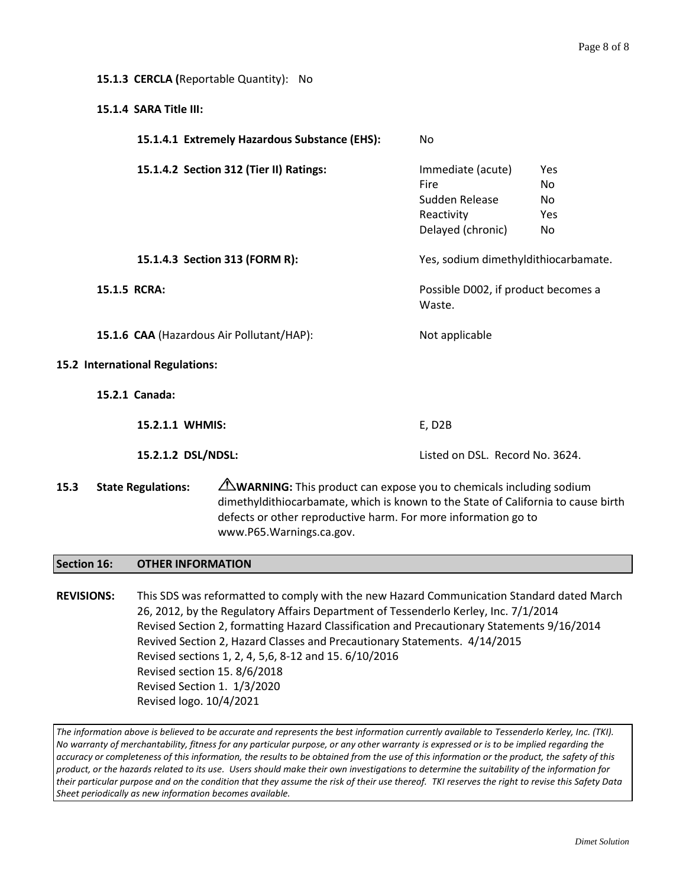**15.1.3 CERCLA (**Reportable Quantity): No

**15.1.4 SARA Title III:**

**15.1.4.1 Extremely Hazardous Substance (EHS):** No

**15.1.4.2 Section 312 (Tier II) Ratings:**

| | |
|---|---|
| Immediate (acute) | Yes |
| Fire | No |
| Sudden Release | No |
| Reactivity | Yes |
| Delayed (chronic) | No |

**15.1.4.3 Section 313 (FORM R):** Yes, sodium dimethyldithiocarbamate.

**15.1.5 RCRA:** Possible D002, if product becomes a Waste.

**15.1.6 CAA** (Hazardous Air Pollutant/HAP): Not applicable

**15.2 International Regulations:**

**15.2.1 Canada:**

**15.2.1.1 WHMIS:** E, D2B

**15.2.1.2 DSL/NDSL:** Listed on DSL. Record No. 3624.

**15.3 State Regulations:** ⚠**WARNING:** This product can expose you to chemicals including sodium dimethyldithiocarbamate, which is known to the State of California to cause birth defects or other reproductive harm. For more information go to www.P65.Warnings.ca.gov.

## Section 16: OTHER INFORMATION

**REVISIONS:** This SDS was reformatted to comply with the new Hazard Communication Standard dated March 26, 2012, by the Regulatory Affairs Department of Tessenderlo Kerley, Inc. 7/1/2014
Revised Section 2, formatting Hazard Classification and Precautionary Statements 9/16/2014
Revived Section 2, Hazard Classes and Precautionary Statements. 4/14/2015
Revised sections 1, 2, 4, 5,6, 8-12 and 15. 6/10/2016
Revised section 15. 8/6/2018
Revised Section 1. 1/3/2020
Revised logo. 10/4/2021

*The information above is believed to be accurate and represents the best information currently available to Tessenderlo Kerley, Inc. (TKI). No warranty of merchantability, fitness for any particular purpose, or any other warranty is expressed or is to be implied regarding the accuracy or completeness of this information, the results to be obtained from the use of this information or the product, the safety of this product, or the hazards related to its use. Users should make their own investigations to determine the suitability of the information for their particular purpose and on the condition that they assume the risk of their use thereof. TKI reserves the right to revise this Safety Data Sheet periodically as new information becomes available.*